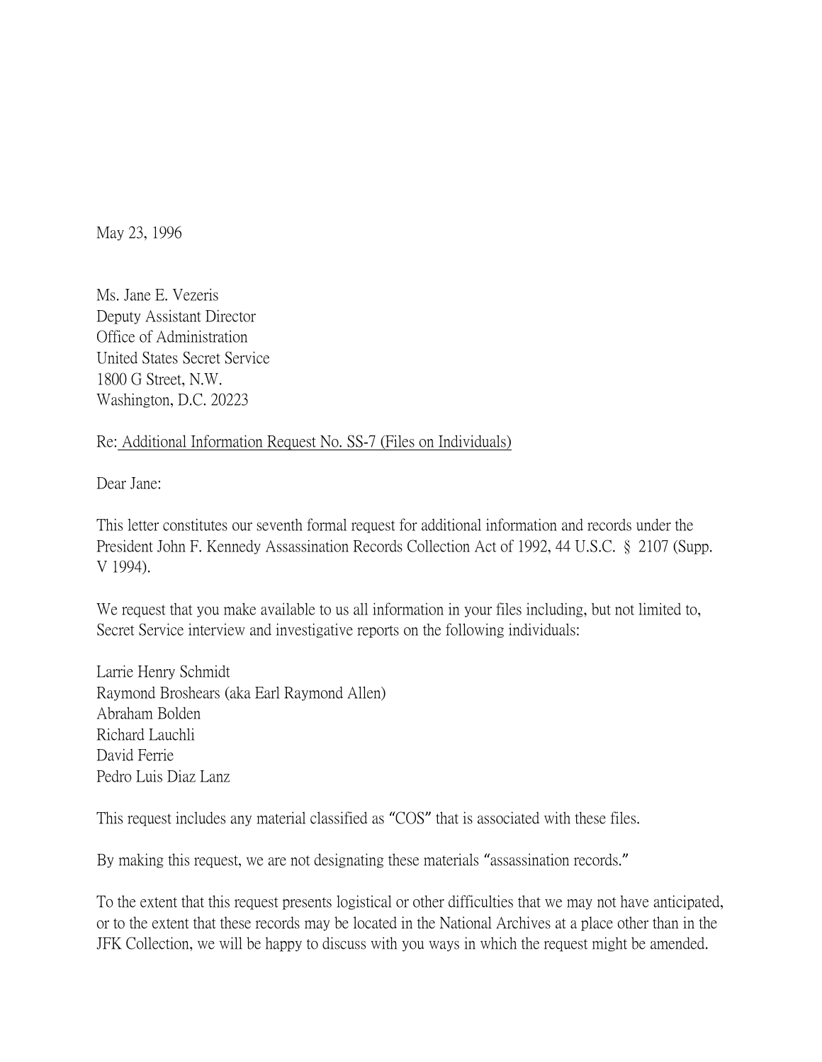May 23, 1996

Ms. Jane E. Vezeris
Deputy Assistant Director
Office of Administration
United States Secret Service
1800 G Street, N.W.
Washington, D.C. 20223

Re: Additional Information Request No. SS-7 (Files on Individuals)

Dear Jane:

This letter constitutes our seventh formal request for additional information and records under the President John F. Kennedy Assassination Records Collection Act of 1992, 44 U.S.C. § 2107 (Supp. V 1994).

We request that you make available to us all information in your files including, but not limited to, Secret Service interview and investigative reports on the following individuals:

Larrie Henry Schmidt
Raymond Broshears (aka Earl Raymond Allen)
Abraham Bolden
Richard Lauchli
David Ferrie
Pedro Luis Diaz Lanz

This request includes any material classified as "COS" that is associated with these files.

By making this request, we are not designating these materials "assassination records."

To the extent that this request presents logistical or other difficulties that we may not have anticipated, or to the extent that these records may be located in the National Archives at a place other than in the JFK Collection, we will be happy to discuss with you ways in which the request might be amended.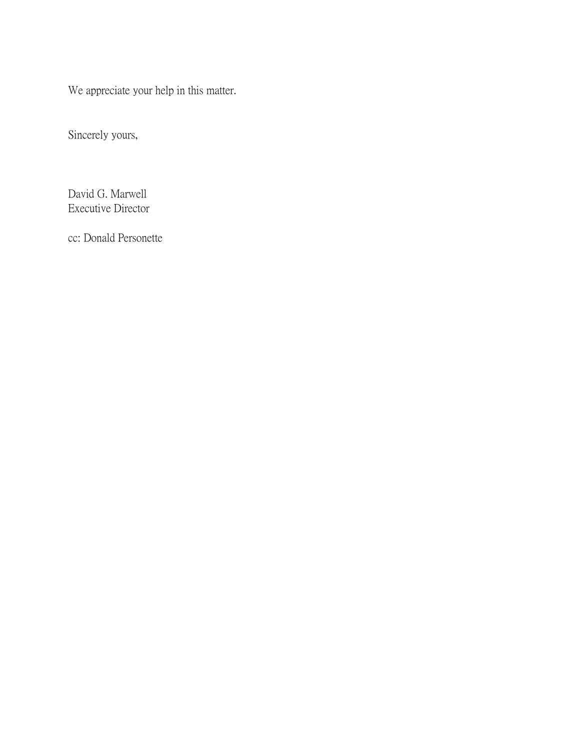We appreciate your help in this matter.

Sincerely yours,

David G. Marwell
Executive Director

cc: Donald Personette